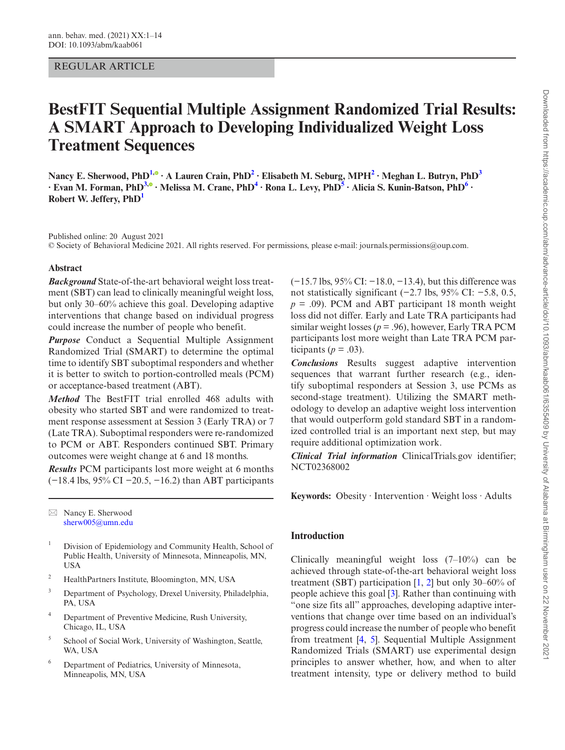REGULAR ARTICLE

# BestFIT Sequential Multiple Assignment Randomized Trial Results: A SMART Approach to Developing Individualized Weight Loss Treatment Sequences

**Nancy E. Sherwood, PhD[1] · A Lauren Crain, PhD[2] · Elisabeth M. Seburg, MPH[2] · Meghan L. Butryn, PhD[3] · Evan M. Forman, PhD[3] · Melissa M. Crane, PhD[4] · Rona L. Levy, PhD[5] · Alicia S. Kunin-Batson, PhD[6] · Robert W. Jeffery, PhD[1]**

Published online: 20 August 2021
© Society of Behavioral Medicine 2021. All rights reserved. For permissions, please e-mail: journals.permissions@oup.com.

## Abstract

***Background*** State-of-the-art behavioral weight loss treatment (SBT) can lead to clinically meaningful weight loss, but only 30–60% achieve this goal. Developing adaptive interventions that change based on individual progress could increase the number of people who benefit.

***Purpose*** Conduct a Sequential Multiple Assignment Randomized Trial (SMART) to determine the optimal time to identify SBT suboptimal responders and whether it is better to switch to portion-controlled meals (PCM) or acceptance-based treatment (ABT).

***Method*** The BestFIT trial enrolled 468 adults with obesity who started SBT and were randomized to treatment response assessment at Session 3 (Early TRA) or 7 (Late TRA). Suboptimal responders were re-randomized to PCM or ABT. Responders continued SBT. Primary outcomes were weight change at 6 and 18 months.

***Results*** PCM participants lost more weight at 6 months (−18.4 lbs, 95% CI −20.5, −16.2) than ABT participants (−15.7 lbs, 95% CI: −18.0, −13.4), but this difference was not statistically significant (−2.7 lbs, 95% CI: −5.8, 0.5, $p$ = .09). PCM and ABT participant 18 month weight loss did not differ. Early and Late TRA participants had similar weight losses ($p$ = .96), however, Early TRA PCM participants lost more weight than Late TRA PCM participants ($p$ = .03).

***Conclusions*** Results suggest adaptive intervention sequences that warrant further research (e.g., identify suboptimal responders at Session 3, use PCMs as second-stage treatment). Utilizing the SMART methodology to develop an adaptive weight loss intervention that would outperform gold standard SBT in a randomized controlled trial is an important next step, but may require additional optimization work.

***Clinical Trial information*** ClinicalTrials.gov identifier; NCT02368002

**Keywords:** Obesity · Intervention · Weight loss · Adults

✉ Nancy E. Sherwood
sherw005@umn.edu

[1] Division of Epidemiology and Community Health, School of Public Health, University of Minnesota, Minneapolis, MN, USA

[2] HealthPartners Institute, Bloomington, MN, USA

[3] Department of Psychology, Drexel University, Philadelphia, PA, USA

[4] Department of Preventive Medicine, Rush University, Chicago, IL, USA

[5] School of Social Work, University of Washington, Seattle, WA, USA

[6] Department of Pediatrics, University of Minnesota, Minneapolis, MN, USA

## Introduction

Clinically meaningful weight loss (7–10%) can be achieved through state-of-the-art behavioral weight loss treatment (SBT) participation [1, 2] but only 30–60% of people achieve this goal [3]. Rather than continuing with "one size fits all" approaches, developing adaptive interventions that change over time based on an individual's progress could increase the number of people who benefit from treatment [4, 5]. Sequential Multiple Assignment Randomized Trials (SMART) use experimental design principles to answer whether, how, and when to alter treatment intensity, type or delivery method to build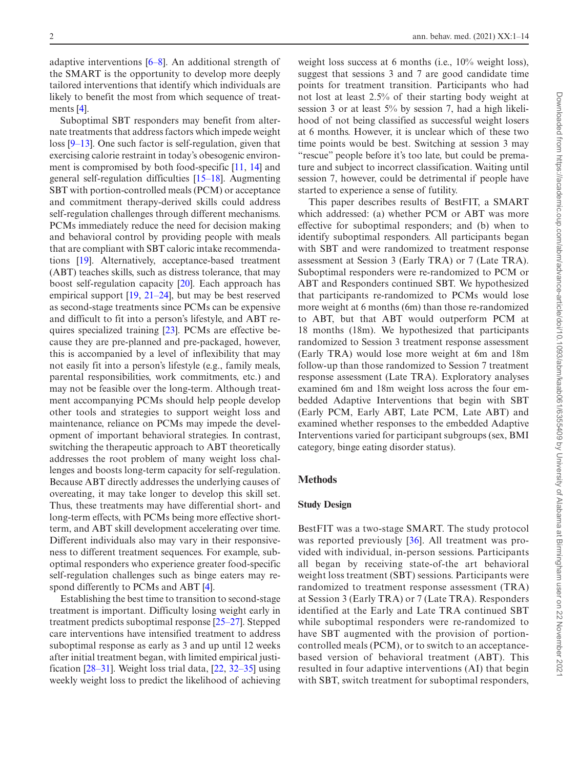adaptive interventions [6–8]. An additional strength of the SMART is the opportunity to develop more deeply tailored interventions that identify which individuals are likely to benefit the most from which sequence of treatments [4].

Suboptimal SBT responders may benefit from alternate treatments that address factors which impede weight loss [9–13]. One such factor is self-regulation, given that exercising calorie restraint in today's obesogenic environment is compromised by both food-specific [11, 14] and general self-regulation difficulties [15–18]. Augmenting SBT with portion-controlled meals (PCM) or acceptance and commitment therapy-derived skills could address self-regulation challenges through different mechanisms. PCMs immediately reduce the need for decision making and behavioral control by providing people with meals that are compliant with SBT caloric intake recommendations [19]. Alternatively, acceptance-based treatment (ABT) teaches skills, such as distress tolerance, that may boost self-regulation capacity [20]. Each approach has empirical support [19, 21–24], but may be best reserved as second-stage treatments since PCMs can be expensive and difficult to fit into a person's lifestyle, and ABT requires specialized training [23]. PCMs are effective because they are pre-planned and pre-packaged, however, this is accompanied by a level of inflexibility that may not easily fit into a person's lifestyle (e.g., family meals, parental responsibilities, work commitments, etc.) and may not be feasible over the long-term. Although treatment accompanying PCMs should help people develop other tools and strategies to support weight loss and maintenance, reliance on PCMs may impede the development of important behavioral strategies. In contrast, switching the therapeutic approach to ABT theoretically addresses the root problem of many weight loss challenges and boosts long-term capacity for self-regulation. Because ABT directly addresses the underlying causes of overeating, it may take longer to develop this skill set. Thus, these treatments may have differential short- and long-term effects, with PCMs being more effective short-term, and ABT skill development accelerating over time. Different individuals also may vary in their responsiveness to different treatment sequences. For example, suboptimal responders who experience greater food-specific self-regulation challenges such as binge eaters may respond differently to PCMs and ABT [4].

Establishing the best time to transition to second-stage treatment is important. Difficulty losing weight early in treatment predicts suboptimal response [25–27]. Stepped care interventions have intensified treatment to address suboptimal response as early as 3 and up until 12 weeks after initial treatment began, with limited empirical justification [28–31]. Weight loss trial data, [22, 32–35] using weekly weight loss to predict the likelihood of achieving weight loss success at 6 months (i.e., 10% weight loss), suggest that sessions 3 and 7 are good candidate time points for treatment transition. Participants who had not lost at least 2.5% of their starting body weight at session 3 or at least 5% by session 7, had a high likelihood of not being classified as successful weight losers at 6 months. However, it is unclear which of these two time points would be best. Switching at session 3 may "rescue" people before it's too late, but could be premature and subject to incorrect classification. Waiting until session 7, however, could be detrimental if people have started to experience a sense of futility.

This paper describes results of BestFIT, a SMART which addressed: (a) whether PCM or ABT was more effective for suboptimal responders; and (b) when to identify suboptimal responders. All participants began with SBT and were randomized to treatment response assessment at Session 3 (Early TRA) or 7 (Late TRA). Suboptimal responders were re-randomized to PCM or ABT and Responders continued SBT. We hypothesized that participants re-randomized to PCMs would lose more weight at 6 months (6m) than those re-randomized to ABT, but that ABT would outperform PCM at 18 months (18m). We hypothesized that participants randomized to Session 3 treatment response assessment (Early TRA) would lose more weight at 6m and 18m follow-up than those randomized to Session 7 treatment response assessment (Late TRA). Exploratory analyses examined 6m and 18m weight loss across the four embedded Adaptive Interventions that begin with SBT (Early PCM, Early ABT, Late PCM, Late ABT) and examined whether responses to the embedded Adaptive Interventions varied for participant subgroups (sex, BMI category, binge eating disorder status).

## Methods

### Study Design

BestFIT was a two-stage SMART. The study protocol was reported previously [36]. All treatment was provided with individual, in-person sessions. Participants all began by receiving state-of-the art behavioral weight loss treatment (SBT) sessions. Participants were randomized to treatment response assessment (TRA) at Session 3 (Early TRA) or 7 (Late TRA). Responders identified at the Early and Late TRA continued SBT while suboptimal responders were re-randomized to have SBT augmented with the provision of portion-controlled meals (PCM), or to switch to an acceptance-based version of behavioral treatment (ABT). This resulted in four adaptive interventions (AI) that begin with SBT, switch treatment for suboptimal responders,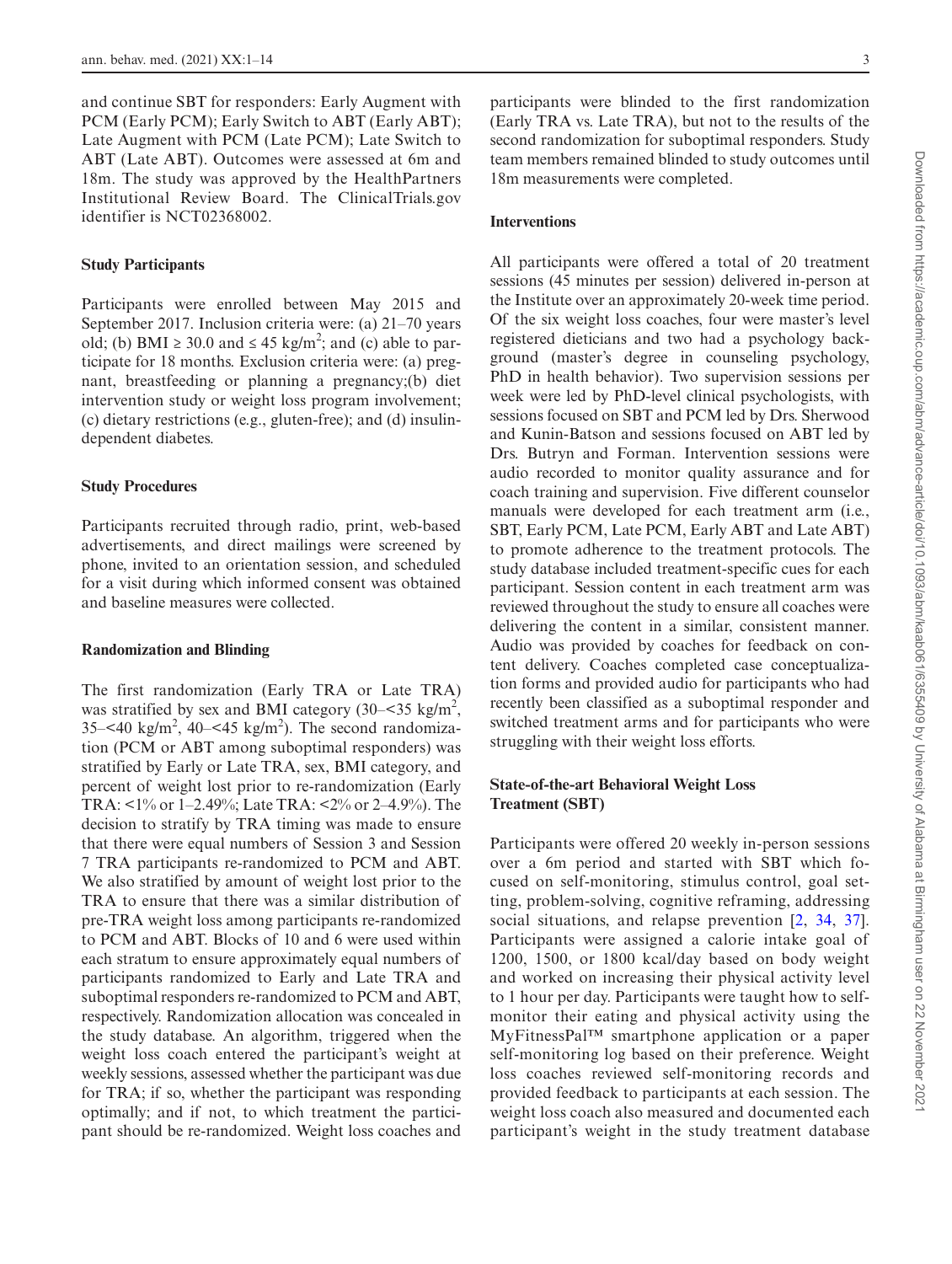and continue SBT for responders: Early Augment with PCM (Early PCM); Early Switch to ABT (Early ABT); Late Augment with PCM (Late PCM); Late Switch to ABT (Late ABT). Outcomes were assessed at 6m and 18m. The study was approved by the HealthPartners Institutional Review Board. The ClinicalTrials.gov identifier is NCT02368002.

### Study Participants

Participants were enrolled between May 2015 and September 2017. Inclusion criteria were: (a) 21–70 years old; (b) BMI ≥ 30.0 and ≤ 45 kg/m$^2$; and (c) able to participate for 18 months. Exclusion criteria were: (a) pregnant, breastfeeding or planning a pregnancy;(b) diet intervention study or weight loss program involvement; (c) dietary restrictions (e.g., gluten-free); and (d) insulin-dependent diabetes.

### Study Procedures

Participants recruited through radio, print, web-based advertisements, and direct mailings were screened by phone, invited to an orientation session, and scheduled for a visit during which informed consent was obtained and baseline measures were collected.

### Randomization and Blinding

The first randomization (Early TRA or Late TRA) was stratified by sex and BMI category (30–<35 kg/m$^2$, 35–<40 kg/m$^2$, 40–<45 kg/m$^2$). The second randomization (PCM or ABT among suboptimal responders) was stratified by Early or Late TRA, sex, BMI category, and percent of weight lost prior to re-randomization (Early TRA: <1% or 1–2.49%; Late TRA: <2% or 2–4.9%). The decision to stratify by TRA timing was made to ensure that there were equal numbers of Session 3 and Session 7 TRA participants re-randomized to PCM and ABT. We also stratified by amount of weight lost prior to the TRA to ensure that there was a similar distribution of pre-TRA weight loss among participants re-randomized to PCM and ABT. Blocks of 10 and 6 were used within each stratum to ensure approximately equal numbers of participants randomized to Early and Late TRA and suboptimal responders re-randomized to PCM and ABT, respectively. Randomization allocation was concealed in the study database. An algorithm, triggered when the weight loss coach entered the participant's weight at weekly sessions, assessed whether the participant was due for TRA; if so, whether the participant was responding optimally; and if not, to which treatment the participant should be re-randomized. Weight loss coaches and participants were blinded to the first randomization (Early TRA vs. Late TRA), but not to the results of the second randomization for suboptimal responders. Study team members remained blinded to study outcomes until 18m measurements were completed.

### Interventions

All participants were offered a total of 20 treatment sessions (45 minutes per session) delivered in-person at the Institute over an approximately 20-week time period. Of the six weight loss coaches, four were master's level registered dieticians and two had a psychology background (master's degree in counseling psychology, PhD in health behavior). Two supervision sessions per week were led by PhD-level clinical psychologists, with sessions focused on SBT and PCM led by Drs. Sherwood and Kunin-Batson and sessions focused on ABT led by Drs. Butryn and Forman. Intervention sessions were audio recorded to monitor quality assurance and for coach training and supervision. Five different counselor manuals were developed for each treatment arm (i.e., SBT, Early PCM, Late PCM, Early ABT and Late ABT) to promote adherence to the treatment protocols. The study database included treatment-specific cues for each participant. Session content in each treatment arm was reviewed throughout the study to ensure all coaches were delivering the content in a similar, consistent manner. Audio was provided by coaches for feedback on content delivery. Coaches completed case conceptualization forms and provided audio for participants who had recently been classified as a suboptimal responder and switched treatment arms and for participants who were struggling with their weight loss efforts.

### State-of-the-art Behavioral Weight Loss Treatment (SBT)

Participants were offered 20 weekly in-person sessions over a 6m period and started with SBT which focused on self-monitoring, stimulus control, goal setting, problem-solving, cognitive reframing, addressing social situations, and relapse prevention [2, 34, 37]. Participants were assigned a calorie intake goal of 1200, 1500, or 1800 kcal/day based on body weight and worked on increasing their physical activity level to 1 hour per day. Participants were taught how to self-monitor their eating and physical activity using the MyFitnessPal™ smartphone application or a paper self-monitoring log based on their preference. Weight loss coaches reviewed self-monitoring records and provided feedback to participants at each session. The weight loss coach also measured and documented each participant's weight in the study treatment database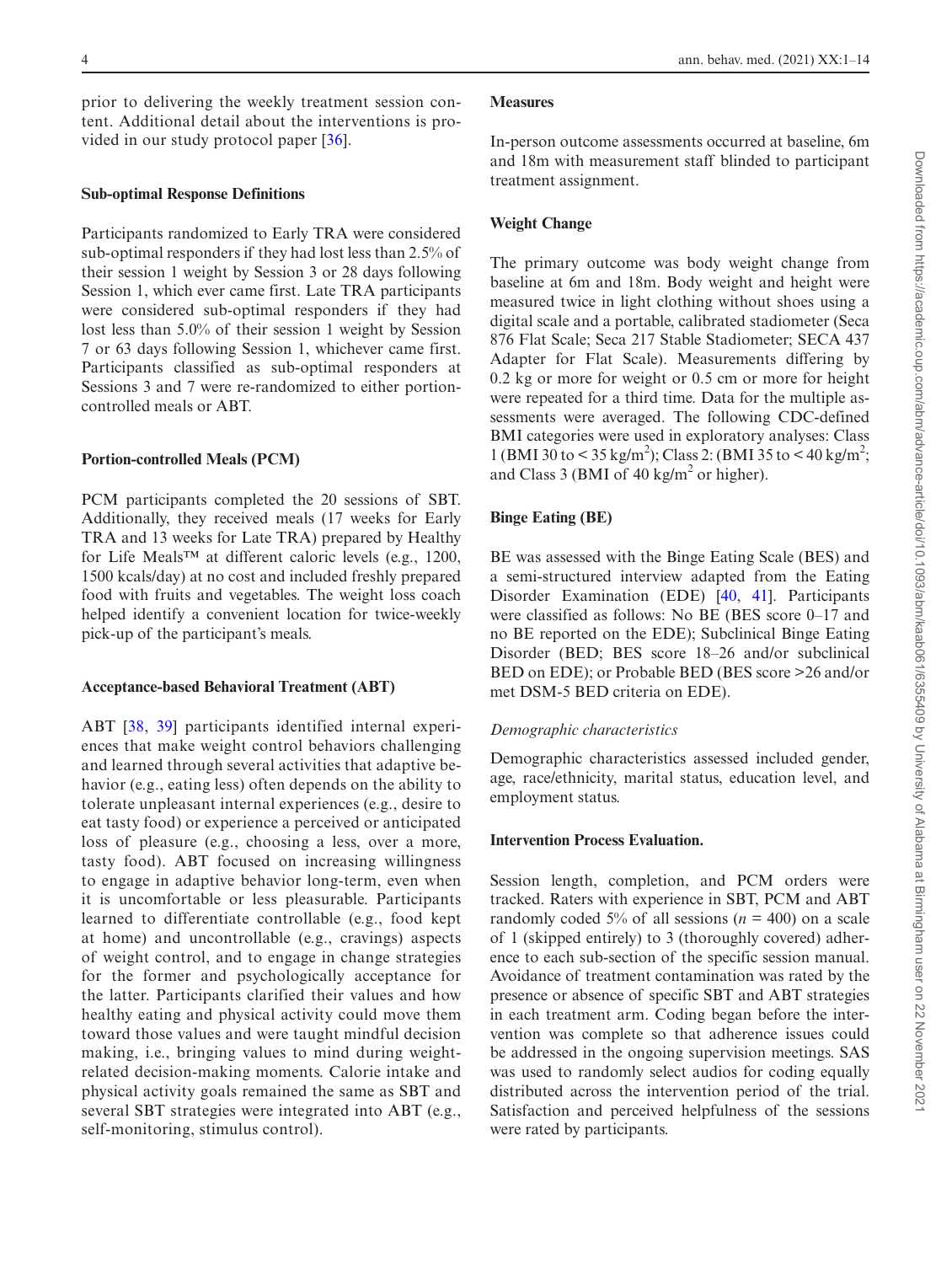prior to delivering the weekly treatment session content. Additional detail about the interventions is provided in our study protocol paper [36].

### Sub-optimal Response Definitions

Participants randomized to Early TRA were considered sub-optimal responders if they had lost less than 2.5% of their session 1 weight by Session 3 or 28 days following Session 1, which ever came first. Late TRA participants were considered sub-optimal responders if they had lost less than 5.0% of their session 1 weight by Session 7 or 63 days following Session 1, whichever came first. Participants classified as sub-optimal responders at Sessions 3 and 7 were re-randomized to either portion-controlled meals or ABT.

### Portion-controlled Meals (PCM)

PCM participants completed the 20 sessions of SBT. Additionally, they received meals (17 weeks for Early TRA and 13 weeks for Late TRA) prepared by Healthy for Life Meals™ at different caloric levels (e.g., 1200, 1500 kcals/day) at no cost and included freshly prepared food with fruits and vegetables. The weight loss coach helped identify a convenient location for twice-weekly pick-up of the participant's meals.

### Acceptance-based Behavioral Treatment (ABT)

ABT [38, 39] participants identified internal experiences that make weight control behaviors challenging and learned through several activities that adaptive behavior (e.g., eating less) often depends on the ability to tolerate unpleasant internal experiences (e.g., desire to eat tasty food) or experience a perceived or anticipated loss of pleasure (e.g., choosing a less, over a more, tasty food). ABT focused on increasing willingness to engage in adaptive behavior long-term, even when it is uncomfortable or less pleasurable. Participants learned to differentiate controllable (e.g., food kept at home) and uncontrollable (e.g., cravings) aspects of weight control, and to engage in change strategies for the former and psychologically acceptance for the latter. Participants clarified their values and how healthy eating and physical activity could move them toward those values and were taught mindful decision making, i.e., bringing values to mind during weight-related decision-making moments. Calorie intake and physical activity goals remained the same as SBT and several SBT strategies were integrated into ABT (e.g., self-monitoring, stimulus control).

### Measures

In-person outcome assessments occurred at baseline, 6m and 18m with measurement staff blinded to participant treatment assignment.

### Weight Change

The primary outcome was body weight change from baseline at 6m and 18m. Body weight and height were measured twice in light clothing without shoes using a digital scale and a portable, calibrated stadiometer (Seca 876 Flat Scale; Seca 217 Stable Stadiometer; SECA 437 Adapter for Flat Scale). Measurements differing by 0.2 kg or more for weight or 0.5 cm or more for height were repeated for a third time. Data for the multiple assessments were averaged. The following CDC-defined BMI categories were used in exploratory analyses: Class 1 (BMI 30 to < 35 kg/m$^2$); Class 2: (BMI 35 to < 40 kg/m$^2$; and Class 3 (BMI of 40 kg/m$^2$ or higher).

### Binge Eating (BE)

BE was assessed with the Binge Eating Scale (BES) and a semi-structured interview adapted from the Eating Disorder Examination (EDE) [40, 41]. Participants were classified as follows: No BE (BES score 0–17 and no BE reported on the EDE); Subclinical Binge Eating Disorder (BED; BES score 18–26 and/or subclinical BED on EDE); or Probable BED (BES score >26 and/or met DSM-5 BED criteria on EDE).

#### *Demographic characteristics*

Demographic characteristics assessed included gender, age, race/ethnicity, marital status, education level, and employment status.

### Intervention Process Evaluation.

Session length, completion, and PCM orders were tracked. Raters with experience in SBT, PCM and ABT randomly coded 5% of all sessions (*n* = 400) on a scale of 1 (skipped entirely) to 3 (thoroughly covered) adherence to each sub-section of the specific session manual. Avoidance of treatment contamination was rated by the presence or absence of specific SBT and ABT strategies in each treatment arm. Coding began before the intervention was complete so that adherence issues could be addressed in the ongoing supervision meetings. SAS was used to randomly select audios for coding equally distributed across the intervention period of the trial. Satisfaction and perceived helpfulness of the sessions were rated by participants.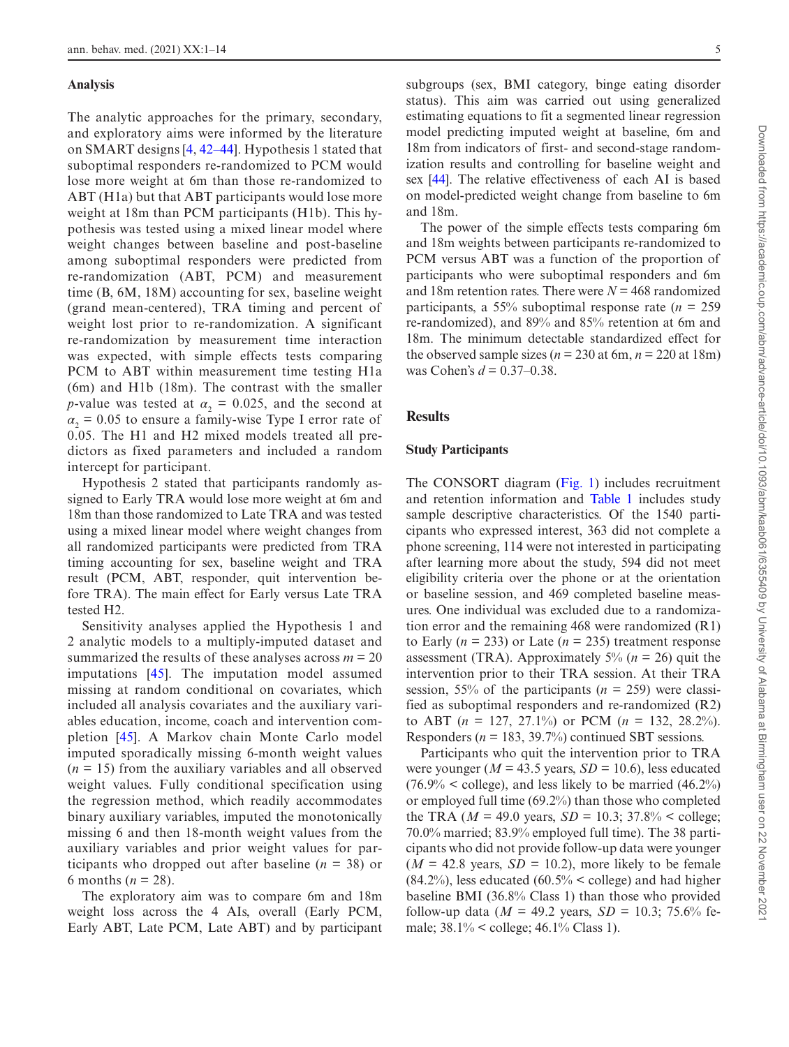### Analysis

The analytic approaches for the primary, secondary, and exploratory aims were informed by the literature on SMART designs [4, 42–44]. Hypothesis 1 stated that suboptimal responders re-randomized to PCM would lose more weight at 6m than those re-randomized to ABT (H1a) but that ABT participants would lose more weight at 18m than PCM participants (H1b). This hypothesis was tested using a mixed linear model where weight changes between baseline and post-baseline among suboptimal responders were predicted from re-randomization (ABT, PCM) and measurement time (B, 6M, 18M) accounting for sex, baseline weight (grand mean-centered), TRA timing and percent of weight lost prior to re-randomization. A significant re-randomization by measurement time interaction was expected, with simple effects tests comparing PCM to ABT within measurement time testing H1a (6m) and H1b (18m). The contrast with the smaller *p*-value was tested at $\alpha_2 = 0.025$, and the second at $\alpha_2 = 0.05$ to ensure a family-wise Type I error rate of 0.05. The H1 and H2 mixed models treated all predictors as fixed parameters and included a random intercept for participant.

Hypothesis 2 stated that participants randomly assigned to Early TRA would lose more weight at 6m and 18m than those randomized to Late TRA and was tested using a mixed linear model where weight changes from all randomized participants were predicted from TRA timing accounting for sex, baseline weight and TRA result (PCM, ABT, responder, quit intervention before TRA). The main effect for Early versus Late TRA tested H2.

Sensitivity analyses applied the Hypothesis 1 and 2 analytic models to a multiply-imputed dataset and summarized the results of these analyses across $m = 20$ imputations [45]. The imputation model assumed missing at random conditional on covariates, which included all analysis covariates and the auxiliary variables education, income, coach and intervention completion [45]. A Markov chain Monte Carlo model imputed sporadically missing 6-month weight values ($n = 15$) from the auxiliary variables and all observed weight values. Fully conditional specification using the regression method, which readily accommodates binary auxiliary variables, imputed the monotonically missing 6 and then 18-month weight values from the auxiliary variables and prior weight values for participants who dropped out after baseline ($n = 38$) or 6 months ($n = 28$).

The exploratory aim was to compare 6m and 18m weight loss across the 4 AIs, overall (Early PCM, Early ABT, Late PCM, Late ABT) and by participant subgroups (sex, BMI category, binge eating disorder status). This aim was carried out using generalized estimating equations to fit a segmented linear regression model predicting imputed weight at baseline, 6m and 18m from indicators of first- and second-stage randomization results and controlling for baseline weight and sex [44]. The relative effectiveness of each AI is based on model-predicted weight change from baseline to 6m and 18m.

The power of the simple effects tests comparing 6m and 18m weights between participants re-randomized to PCM versus ABT was a function of the proportion of participants who were suboptimal responders and 6m and 18m retention rates. There were $N = 468$ randomized participants, a 55% suboptimal response rate ($n = 259$ re-randomized), and 89% and 85% retention at 6m and 18m. The minimum detectable standardized effect for the observed sample sizes ($n = 230$ at 6m, $n = 220$ at 18m) was Cohen's $d = 0.37–0.38$.

## Results

### Study Participants

The CONSORT diagram (Fig. 1) includes recruitment and retention information and Table 1 includes study sample descriptive characteristics. Of the 1540 participants who expressed interest, 363 did not complete a phone screening, 114 were not interested in participating after learning more about the study, 594 did not meet eligibility criteria over the phone or at the orientation or baseline session, and 469 completed baseline measures. One individual was excluded due to a randomization error and the remaining 468 were randomized (R1) to Early ($n = 233$) or Late ($n = 235$) treatment response assessment (TRA). Approximately 5% ($n = 26$) quit the intervention prior to their TRA session. At their TRA session, 55% of the participants ($n = 259$) were classified as suboptimal responders and re-randomized (R2) to ABT ($n = 127$, 27.1%) or PCM ($n = 132$, 28.2%). Responders ($n = 183$, 39.7%) continued SBT sessions.

Participants who quit the intervention prior to TRA were younger ($M = 43.5$ years, $SD = 10.6$), less educated (76.9% < college), and less likely to be married (46.2%) or employed full time (69.2%) than those who completed the TRA ($M = 49.0$ years, $SD = 10.3$; 37.8% < college; 70.0% married; 83.9% employed full time). The 38 participants who did not provide follow-up data were younger ($M = 42.8$ years, $SD = 10.2$), more likely to be female (84.2%), less educated (60.5% < college) and had higher baseline BMI (36.8% Class 1) than those who provided follow-up data ($M = 49.2$ years, $SD = 10.3$; 75.6% female; 38.1% < college; 46.1% Class 1).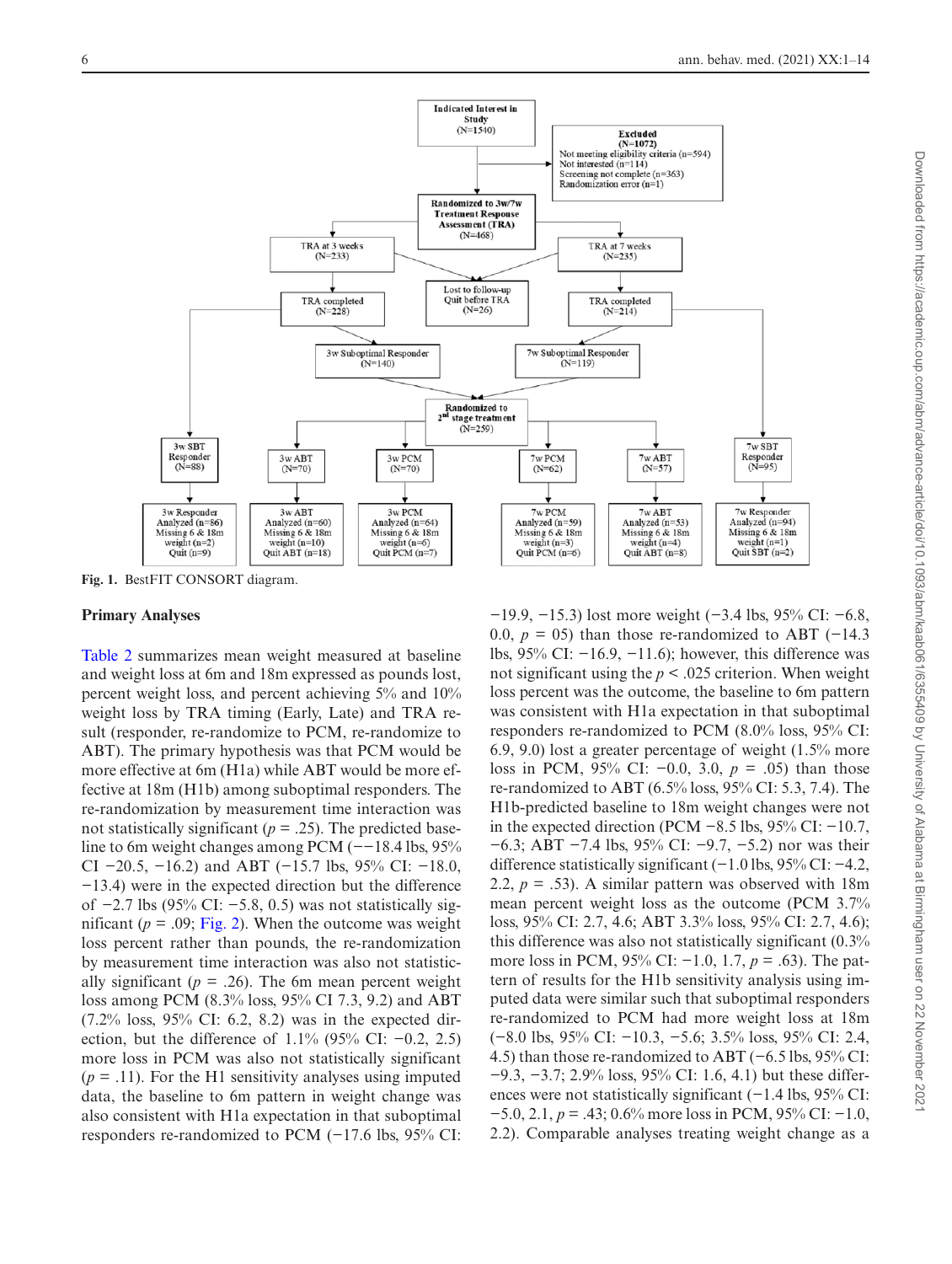**Fig. 1.** BestFIT CONSORT diagram.

### Primary Analyses

Table 2 summarizes mean weight measured at baseline and weight loss at 6m and 18m expressed as pounds lost, percent weight loss, and percent achieving 5% and 10% weight loss by TRA timing (Early, Late) and TRA result (responder, re-randomize to PCM, re-randomize to ABT). The primary hypothesis was that PCM would be more effective at 6m (H1a) while ABT would be more effective at 18m (H1b) among suboptimal responders. The re-randomization by measurement time interaction was not statistically significant ($p = .25$). The predicted baseline to 6m weight changes among PCM (−−18.4 lbs, 95% CI −20.5, −16.2) and ABT (−15.7 lbs, 95% CI: −18.0, −13.4) were in the expected direction but the difference of −2.7 lbs (95% CI: −5.8, 0.5) was not statistically significant ($p = .09$; Fig. 2). When the outcome was weight loss percent rather than pounds, the re-randomization by measurement time interaction was also not statistically significant ($p = .26$). The 6m mean percent weight loss among PCM (8.3% loss, 95% CI 7.3, 9.2) and ABT (7.2% loss, 95% CI: 6.2, 8.2) was in the expected direction, but the difference of 1.1% (95% CI: −0.2, 2.5) more loss in PCM was also not statistically significant ($p = .11$). For the H1 sensitivity analyses using imputed data, the baseline to 6m pattern in weight change was also consistent with H1a expectation in that suboptimal responders re-randomized to PCM (−17.6 lbs, 95% CI: −19.9, −15.3) lost more weight (−3.4 lbs, 95% CI: −6.8, 0.0, $p = 05$) than those re-randomized to ABT (−14.3 lbs, 95% CI: −16.9, −11.6); however, this difference was not significant using the $p < .025$ criterion. When weight loss percent was the outcome, the baseline to 6m pattern was consistent with H1a expectation in that suboptimal responders re-randomized to PCM (8.0% loss, 95% CI: 6.9, 9.0) lost a greater percentage of weight (1.5% more loss in PCM, 95% CI: −0.0, 3.0, $p = .05$) than those re-randomized to ABT (6.5% loss, 95% CI: 5.3, 7.4). The H1b-predicted baseline to 18m weight changes were not in the expected direction (PCM −8.5 lbs, 95% CI: −10.7, −6.3; ABT −7.4 lbs, 95% CI: −9.7, −5.2) nor was their difference statistically significant (−1.0 lbs, 95% CI: −4.2, 2.2, $p = .53$). A similar pattern was observed with 18m mean percent weight loss as the outcome (PCM 3.7% loss, 95% CI: 2.7, 4.6; ABT 3.3% loss, 95% CI: 2.7, 4.6); this difference was also not statistically significant (0.3% more loss in PCM, 95% CI: −1.0, 1.7, $p = .63$). The pattern of results for the H1b sensitivity analysis using imputed data were similar such that suboptimal responders re-randomized to PCM had more weight loss at 18m (−8.0 lbs, 95% CI: −10.3, −5.6; 3.5% loss, 95% CI: 2.4, 4.5) than those re-randomized to ABT (−6.5 lbs, 95% CI: −9.3, −3.7; 2.9% loss, 95% CI: 1.6, 4.1) but these differences were not statistically significant (−1.4 lbs, 95% CI: −5.0, 2.1, $p = .43$; 0.6% more loss in PCM, 95% CI: −1.0, 2.2). Comparable analyses treating weight change as a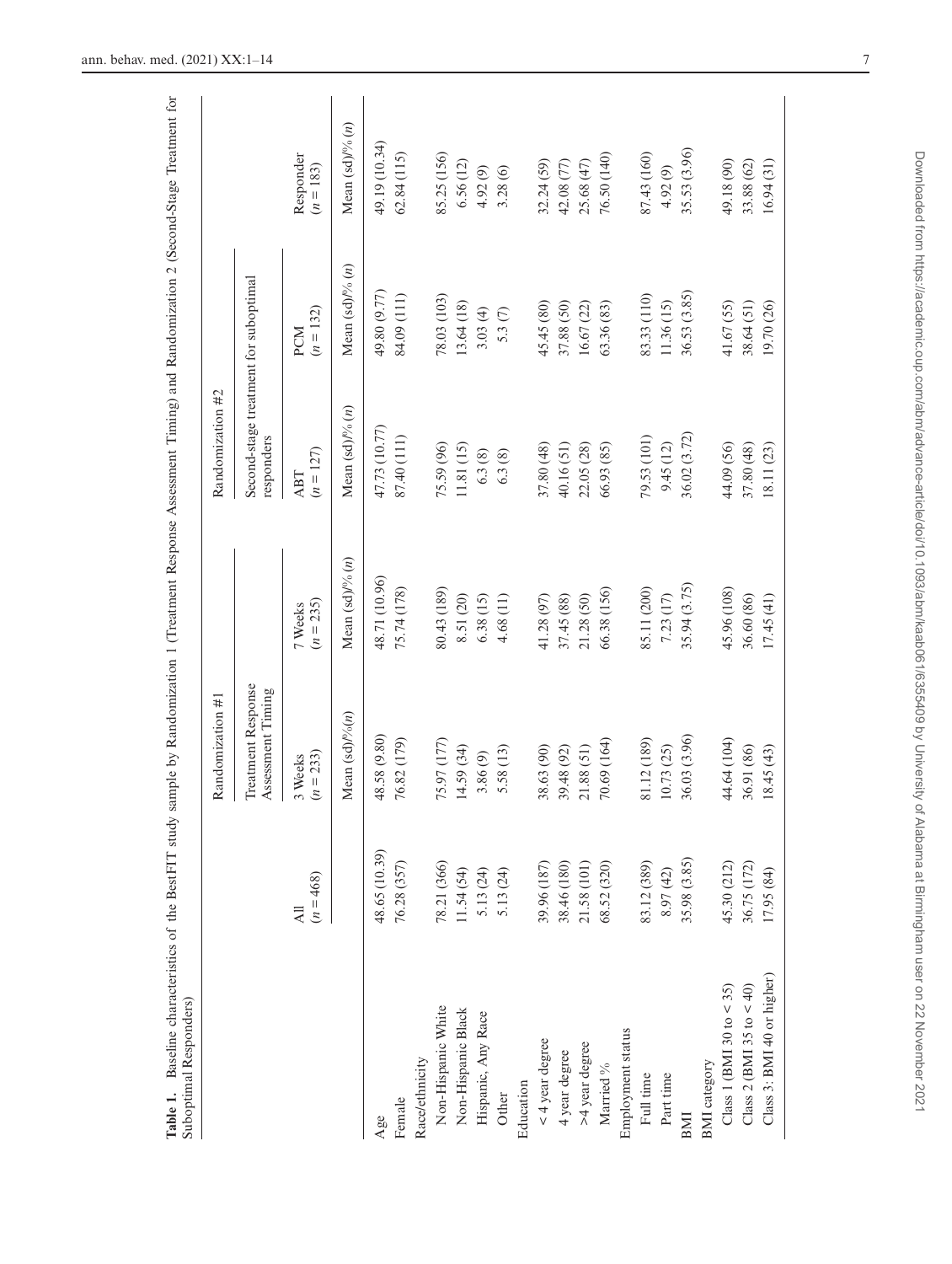**Table 1.** Baseline characteristics of the BestFIT study sample by Randomization 1 (Treatment Response Assessment Timing) and Randomization 2 (Second-Stage Treatment for Suboptimal Responders)

| | All<br>($n$ = 468) | Randomization #1<br>Treatment Response Assessment Timing<br>3 Weeks<br>($n$ = 233) | <br><br>7 Weeks<br>($n$ = 235) | Randomization #2<br>Second-stage treatment for suboptimal responders<br>ABT<br>($n$ = 127) | <br><br>PCM<br>($n$ = 132) | Responder<br>($n$ = 183) |
|---|---|---|---|---|---|---|
| | | Mean (sd)/% ($n$) | Mean (sd)/% ($n$) | Mean (sd)/% ($n$) | Mean (sd)/% ($n$) | Mean (sd)/% ($n$) |
| Age | 48.65 (10.39) | 48.58 (9.80) | 48.71 (10.96) | 47.73 (10.77) | 49.80 (9.77) | 49.19 (10.34) |
| Female | 76.28 (357) | 76.82 (179) | 75.74 (178) | 87.40 (111) | 84.09 (111) | 62.84 (115) |
| Race/ethnicity | | | | | | |
| Non-Hispanic White | 78.21 (366) | 75.97 (177) | 80.43 (189) | 75.59 (96) | 78.03 (103) | 85.25 (156) |
| Non-Hispanic Black | 11.54 (54) | 14.59 (34) | 8.51 (20) | 11.81 (15) | 13.64 (18) | 6.56 (12) |
| Hispanic, Any Race | 5.13 (24) | 3.86 (9) | 6.38 (15) | 6.3 (8) | 3.03 (4) | 4.92 (9) |
| Other | 5.13 (24) | 5.58 (13) | 4.68 (11) | 6.3 (8) | 5.3 (7) | 3.28 (6) |
| Education | | | | | | |
| < 4 year degree | 39.96 (187) | 38.63 (90) | 41.28 (97) | 37.80 (48) | 45.45 (80) | 32.24 (59) |
| 4 year degree | 38.46 (180) | 39.48 (92) | 37.45 (88) | 40.16 (51) | 37.88 (50) | 42.08 (77) |
| >4 year degree | 21.58 (101) | 21.88 (51) | 21.28 (50) | 22.05 (28) | 16.67 (22) | 25.68 (47) |
| Married % | 68.52 (320) | 70.69 (164) | 66.38 (156) | 66.93 (85) | 63.36 (83) | 76.50 (140) |
| Employment status | | | | | | |
| Full time | 83.12 (389) | 81.12 (189) | 85.11 (200) | 79.53 (101) | 83.33 (110) | 87.43 (160) |
| Part time | 8.97 (42) | 10.73 (25) | 7.23 (17) | 9.45 (12) | 11.36 (15) | 4.92 (9) |
| BMI | 35.98 (3.85) | 36.03 (3.96) | 35.94 (3.75) | 36.02 (3.72) | 36.53 (3.85) | 35.53 (3.96) |
| BMI category | | | | | | |
| Class 1 (BMI 30 to < 35) | 45.30 (212) | 44.64 (104) | 45.96 (108) | 44.09 (56) | 41.67 (55) | 49.18 (90) |
| Class 2 (BMI 35 to < 40) | 36.75 (172) | 36.91 (86) | 36.60 (86) | 37.80 (48) | 38.64 (51) | 33.88 (62) |
| Class 3: BMI 40 or higher) | 17.95 (84) | 18.45 (43) | 17.45 (41) | 18.11 (23) | 19.70 (26) | 16.94 (31) |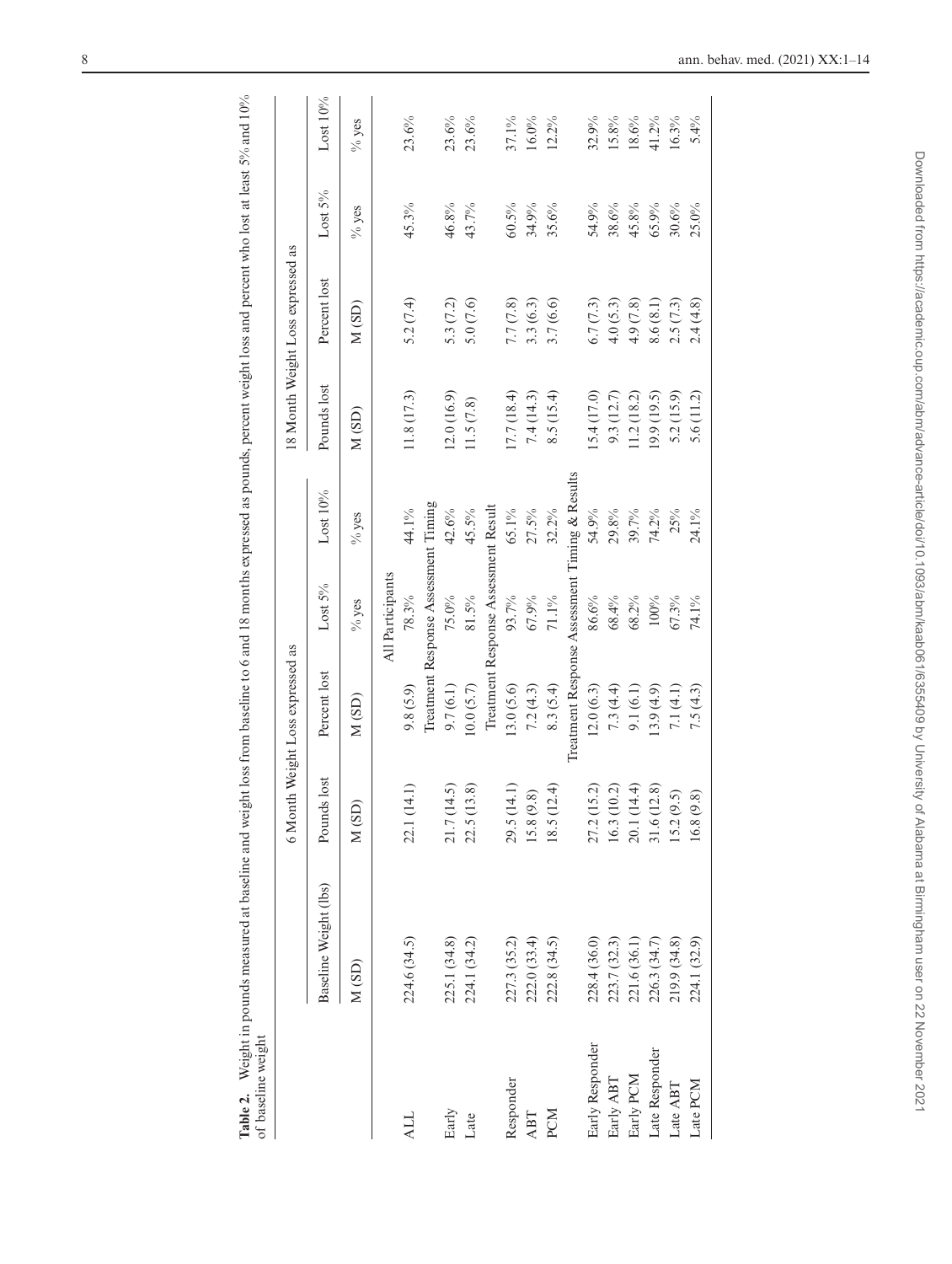**Table 2.** Weight in pounds measured at baseline and weight loss from baseline to 6 and 18 months expressed as pounds, percent weight loss and percent who lost at least 5% and 10% of baseline weight

| | Baseline Weight (lbs) | 6 Month Weight Loss expressed as | | | | 18 Month Weight Loss expressed as | | | |
|---|---|---|---|---|---|---|---|---|---|
| | | Pounds lost | Percent lost | Lost 5% | Lost 10% | Pounds lost | Percent lost | Lost 5% | Lost 10% |
| | M (SD) | M (SD) | M (SD) | % yes | % yes | M (SD) | M (SD) | % yes | % yes |
| **All Participants** | | | | | | | | | |
| ALL | 224.6 (34.5) | 22.1 (14.1) | 9.8 (5.9) | 78.3% | 44.1% | 11.8 (17.3) | 5.2 (7.4) | 45.3% | 23.6% |
| **Treatment Response Assessment Timing** | | | | | | | | | |
| Early | 225.1 (34.8) | 21.7 (14.5) | 9.7 (6.1) | 75.0% | 42.6% | 12.0 (16.9) | 5.3 (7.2) | 46.8% | 23.6% |
| Late | 224.1 (34.2) | 22.5 (13.8) | 10.0 (5.7) | 81.5% | 45.5% | 11.5 (7.8) | 5.0 (7.6) | 43.7% | 23.6% |
| **Treatment Response Assessment Result** | | | | | | | | | |
| Responder | 227.3 (35.2) | 29.5 (14.1) | 13.0 (5.6) | 93.7% | 65.1% | 17.7 (18.4) | 7.7 (7.8) | 60.5% | 37.1% |
| ABT | 222.0 (33.4) | 15.8 (9.8) | 7.2 (4.3) | 67.9% | 27.5% | 7.4 (14.3) | 3.3 (6.3) | 34.9% | 16.0% |
| PCM | 222.8 (34.5) | 18.5 (12.4) | 8.3 (5.4) | 71.1% | 32.2% | 8.5 (15.4) | 3.7 (6.6) | 35.6% | 12.2% |
| **Treatment Response Assessment Timing & Results** | | | | | | | | | |
| Early Responder | 228.4 (36.0) | 27.2 (15.2) | 12.0 (6.3) | 86.6% | 54.9% | 15.4 (17.0) | 6.7 (7.3) | 54.9% | 32.9% |
| Early ABT | 223.7 (32.3) | 16.3 (10.2) | 7.3 (4.4) | 68.4% | 29.8% | 9.3 (12.7) | 4.0 (5.3) | 38.6% | 15.8% |
| Early PCM | 221.6 (36.1) | 20.1 (14.4) | 9.1 (6.1) | 68.2% | 39.7% | 11.2 (18.2) | 4.9 (7.8) | 45.8% | 18.6% |
| Late Responder | 226.3 (34.7) | 31.6 (12.8) | 13.9 (4.9) | 100% | 74.2% | 19.9 (19.5) | 8.6 (8.1) | 65.9% | 41.2% |
| Late ABT | 219.9 (34.8) | 15.2 (9.5) | 7.1 (4.1) | 67.3% | 25% | 5.2 (15.9) | 2.5 (7.3) | 30.6% | 16.3% |
| Late PCM | 224.1 (32.9) | 16.8 (9.8) | 7.5 (4.3) | 74.1% | 24.1% | 5.6 (11.2) | 2.4 (4.8) | 25.0% | 5.4% |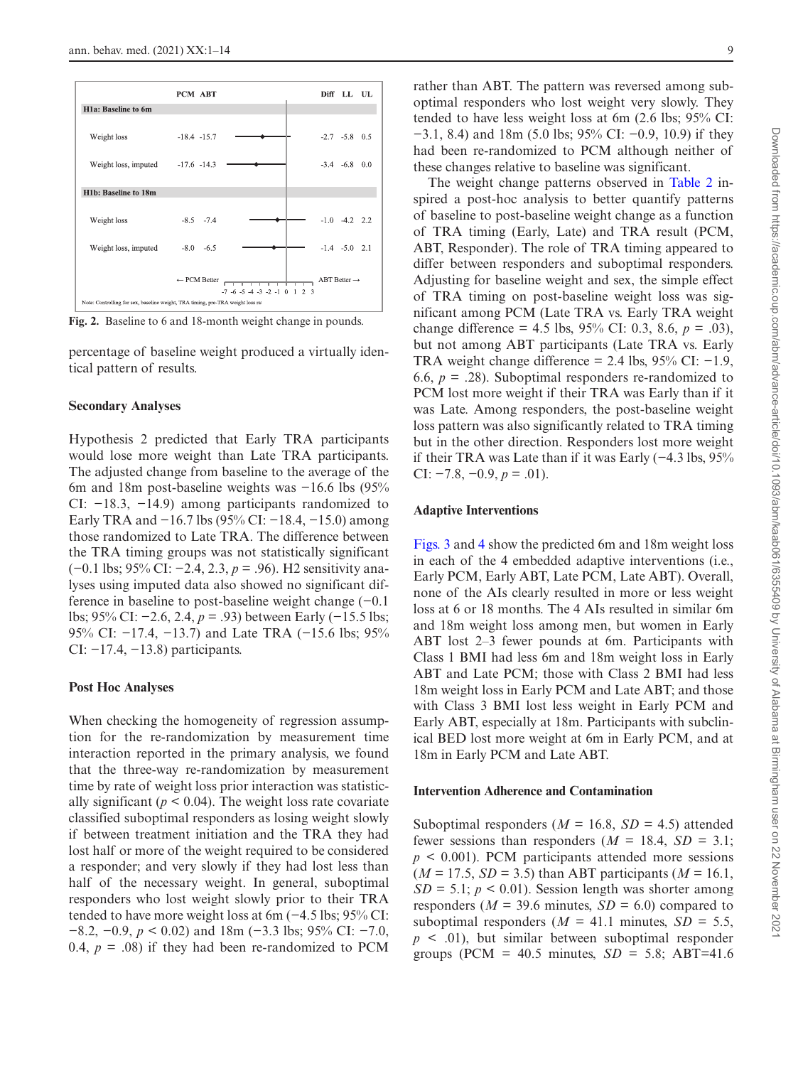| | PCM | ABT | Diff | LL | UL |
|---|---|---|---|---|---|
| **H1a: Baseline to 6m** | | | | | |
| Weight loss | -18.4 | -15.7 | -2.7 | -5.8 | 0.5 |
| Weight loss, imputed | -17.6 | -14.3 | -3.4 | -6.8 | 0.0 |
| **H1b: Baseline to 18m** | | | | | |
| Weight loss | -8.5 | -7.4 | -1.0 | -4.2 | 2.2 |
| Weight loss, imputed | -8.0 | -6.5 | -1.4 | -5.0 | 2.1 |

← PCM Better · ABT Better →

Note: Controlling for sex, baseline weight, TRA timing, pre-TRA weight loss rat

**Fig. 2.** Baseline to 6 and 18-month weight change in pounds.

percentage of baseline weight produced a virtually identical pattern of results.

### Secondary Analyses

Hypothesis 2 predicted that Early TRA participants would lose more weight than Late TRA participants. The adjusted change from baseline to the average of the 6m and 18m post-baseline weights was −16.6 lbs (95% CI: −18.3, −14.9) among participants randomized to Early TRA and −16.7 lbs (95% CI: −18.4, −15.0) among those randomized to Late TRA. The difference between the TRA timing groups was not statistically significant (−0.1 lbs; 95% CI: −2.4, 2.3, $p = .96$). H2 sensitivity analyses using imputed data also showed no significant difference in baseline to post-baseline weight change (−0.1 lbs; 95% CI: −2.6, 2.4, $p = .93$) between Early (−15.5 lbs; 95% CI: −17.4, −13.7) and Late TRA (−15.6 lbs; 95% CI: −17.4, −13.8) participants.

### Post Hoc Analyses

When checking the homogeneity of regression assumption for the re-randomization by measurement time interaction reported in the primary analysis, we found that the three-way re-randomization by measurement time by rate of weight loss prior interaction was statistically significant ($p < 0.04$). The weight loss rate covariate classified suboptimal responders as losing weight slowly if between treatment initiation and the TRA they had lost half or more of the weight required to be considered a responder; and very slowly if they had lost less than half of the necessary weight. In general, suboptimal responders who lost weight slowly prior to their TRA tended to have more weight loss at 6m (−4.5 lbs; 95% CI: −8.2, −0.9, $p < 0.02$) and 18m (−3.3 lbs; 95% CI: −7.0, 0.4, $p = .08$) if they had been re-randomized to PCM rather than ABT. The pattern was reversed among suboptimal responders who lost weight very slowly. They tended to have less weight loss at 6m (2.6 lbs; 95% CI: −3.1, 8.4) and 18m (5.0 lbs; 95% CI: −0.9, 10.9) if they had been re-randomized to PCM although neither of these changes relative to baseline was significant.

The weight change patterns observed in Table 2 inspired a post-hoc analysis to better quantify patterns of baseline to post-baseline weight change as a function of TRA timing (Early, Late) and TRA result (PCM, ABT, Responder). The role of TRA timing appeared to differ between responders and suboptimal responders. Adjusting for baseline weight and sex, the simple effect of TRA timing on post-baseline weight loss was significant among PCM (Late TRA vs. Early TRA weight change difference = 4.5 lbs, 95% CI: 0.3, 8.6, $p = .03$), but not among ABT participants (Late TRA vs. Early TRA weight change difference = 2.4 lbs, 95% CI: −1.9, 6.6, $p = .28$). Suboptimal responders re-randomized to PCM lost more weight if their TRA was Early than if it was Late. Among responders, the post-baseline weight loss pattern was also significantly related to TRA timing but in the other direction. Responders lost more weight if their TRA was Late than if it was Early (−4.3 lbs, 95% CI: −7.8, −0.9, $p = .01$).

### Adaptive Interventions

Figs. 3 and 4 show the predicted 6m and 18m weight loss in each of the 4 embedded adaptive interventions (i.e., Early PCM, Early ABT, Late PCM, Late ABT). Overall, none of the AIs clearly resulted in more or less weight loss at 6 or 18 months. The 4 AIs resulted in similar 6m and 18m weight loss among men, but women in Early ABT lost 2–3 fewer pounds at 6m. Participants with Class 1 BMI had less 6m and 18m weight loss in Early ABT and Late PCM; those with Class 2 BMI had less 18m weight loss in Early PCM and Late ABT; and those with Class 3 BMI lost less weight in Early PCM and Early ABT, especially at 18m. Participants with subclinical BED lost more weight at 6m in Early PCM, and at 18m in Early PCM and Late ABT.

### Intervention Adherence and Contamination

Suboptimal responders ($M = 16.8$, $SD = 4.5$) attended fewer sessions than responders ($M = 18.4$, $SD = 3.1$; $p < 0.001$). PCM participants attended more sessions ($M = 17.5$, $SD = 3.5$) than ABT participants ($M = 16.1$, $SD = 5.1$; $p < 0.01$). Session length was shorter among responders ($M = 39.6$ minutes, $SD = 6.0$) compared to suboptimal responders ($M = 41.1$ minutes, $SD = 5.5$, $p < .01$), but similar between suboptimal responder groups (PCM = 40.5 minutes, $SD = 5.8$; ABT=41.6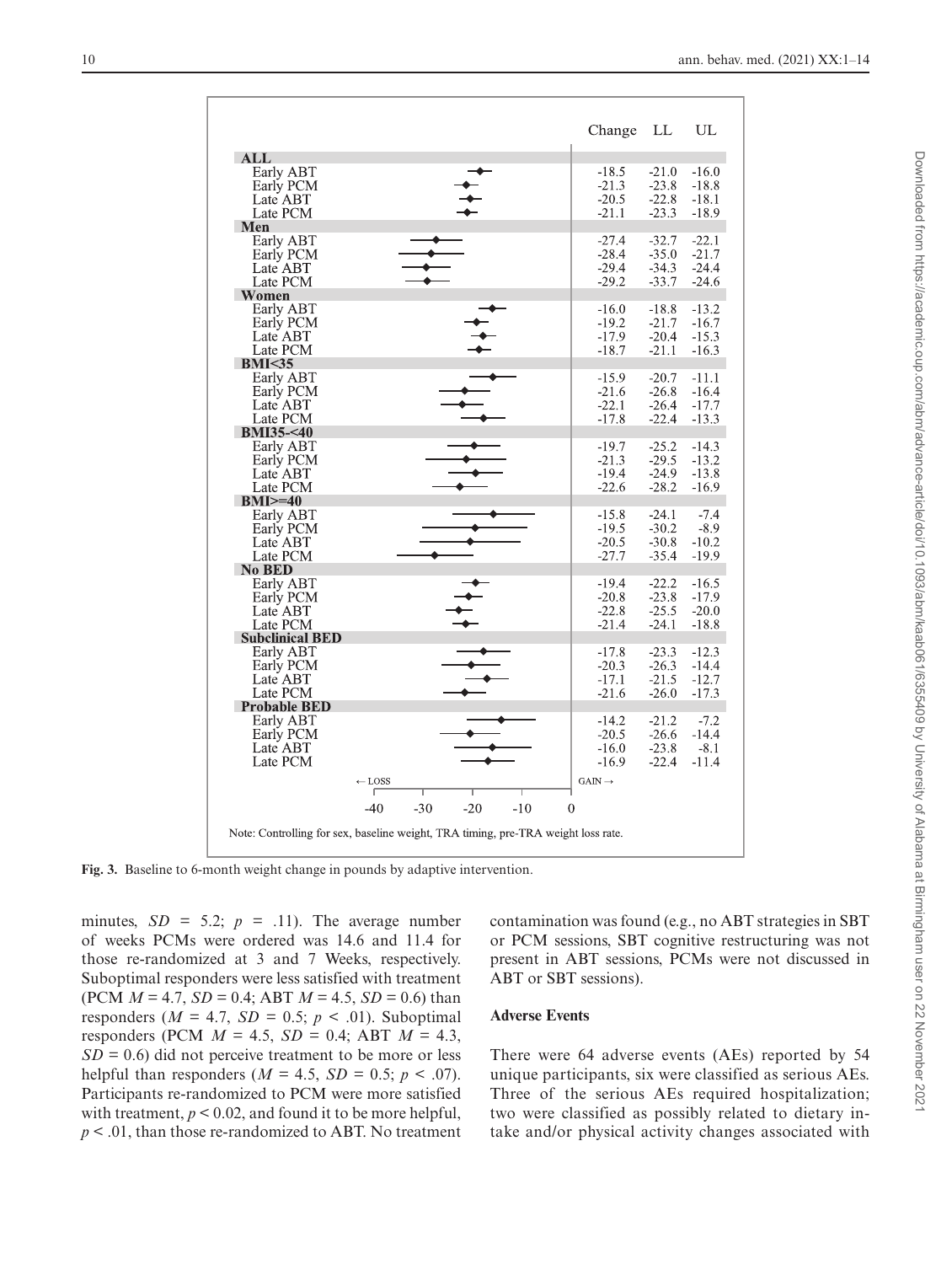| | Change | LL | UL |
|---|---|---|---|
| **ALL** | | | |
| Early ABT | -18.5 | -21.0 | -16.0 |
| Early PCM | -21.3 | -23.8 | -18.8 |
| Late ABT | -20.5 | -22.8 | -18.1 |
| Late PCM | -21.1 | -23.3 | -18.9 |
| **Men** | | | |
| Early ABT | -27.4 | -32.7 | -22.1 |
| Early PCM | -28.4 | -35.0 | -21.7 |
| Late ABT | -29.4 | -34.3 | -24.4 |
| Late PCM | -29.2 | -33.7 | -24.6 |
| **Women** | | | |
| Early ABT | -16.0 | -18.8 | -13.2 |
| Early PCM | -19.2 | -21.7 | -16.7 |
| Late ABT | -17.9 | -20.4 | -15.3 |
| Late PCM | -18.7 | -21.1 | -16.3 |
| **BMI<35** | | | |
| Early ABT | -15.9 | -20.7 | -11.1 |
| Early PCM | -21.6 | -26.8 | -16.4 |
| Late ABT | -22.1 | -26.4 | -17.7 |
| Late PCM | -17.8 | -22.4 | -13.3 |
| **BMI35-<40** | | | |
| Early ABT | -19.7 | -25.2 | -14.3 |
| Early PCM | -21.3 | -29.5 | -13.2 |
| Late ABT | -19.4 | -24.9 | -13.8 |
| Late PCM | -22.6 | -28.2 | -16.9 |
| **BMI>=40** | | | |
| Early ABT | -15.8 | -24.1 | -7.4 |
| Early PCM | -19.5 | -30.2 | -8.9 |
| Late ABT | -20.5 | -30.8 | -10.2 |
| Late PCM | -27.7 | -35.4 | -19.9 |
| **No BED** | | | |
| Early ABT | -19.4 | -22.2 | -16.5 |
| Early PCM | -20.8 | -23.8 | -17.9 |
| Late ABT | -22.8 | -25.5 | -20.0 |
| Late PCM | -21.4 | -24.1 | -18.8 |
| **Subclinical BED** | | | |
| Early ABT | -17.8 | -23.3 | -12.3 |
| Early PCM | -20.3 | -26.3 | -14.4 |
| Late ABT | -17.1 | -21.5 | -12.7 |
| Late PCM | -21.6 | -26.0 | -17.3 |
| **Probable BED** | | | |
| Early ABT | -14.2 | -21.2 | -7.2 |
| Early PCM | -20.5 | -26.6 | -14.4 |
| Late ABT | -16.0 | -23.8 | -8.1 |
| Late PCM | -16.9 | -22.4 | -11.4 |

← LOSS GAIN →

Note: Controlling for sex, baseline weight, TRA timing, pre-TRA weight loss rate.

**Fig. 3.** Baseline to 6-month weight change in pounds by adaptive intervention.

minutes, $SD$ = 5.2; $p$ = .11). The average number of weeks PCMs were ordered was 14.6 and 11.4 for those re-randomized at 3 and 7 Weeks, respectively. Suboptimal responders were less satisfied with treatment (PCM $M$ = 4.7, $SD$ = 0.4; ABT $M$ = 4.5, $SD$ = 0.6) than responders ($M$ = 4.7, $SD$ = 0.5; $p$ < .01). Suboptimal responders (PCM $M$ = 4.5, $SD$ = 0.4; ABT $M$ = 4.3, $SD$ = 0.6) did not perceive treatment to be more or less helpful than responders ($M$ = 4.5, $SD$ = 0.5; $p$ < .07). Participants re-randomized to PCM were more satisfied with treatment, $p$ < 0.02, and found it to be more helpful, $p$ < .01, than those re-randomized to ABT. No treatment contamination was found (e.g., no ABT strategies in SBT or PCM sessions, SBT cognitive restructuring was not present in ABT sessions, PCMs were not discussed in ABT or SBT sessions).

### Adverse Events

There were 64 adverse events (AEs) reported by 54 unique participants, six were classified as serious AEs. Three of the serious AEs required hospitalization; two were classified as possibly related to dietary intake and/or physical activity changes associated with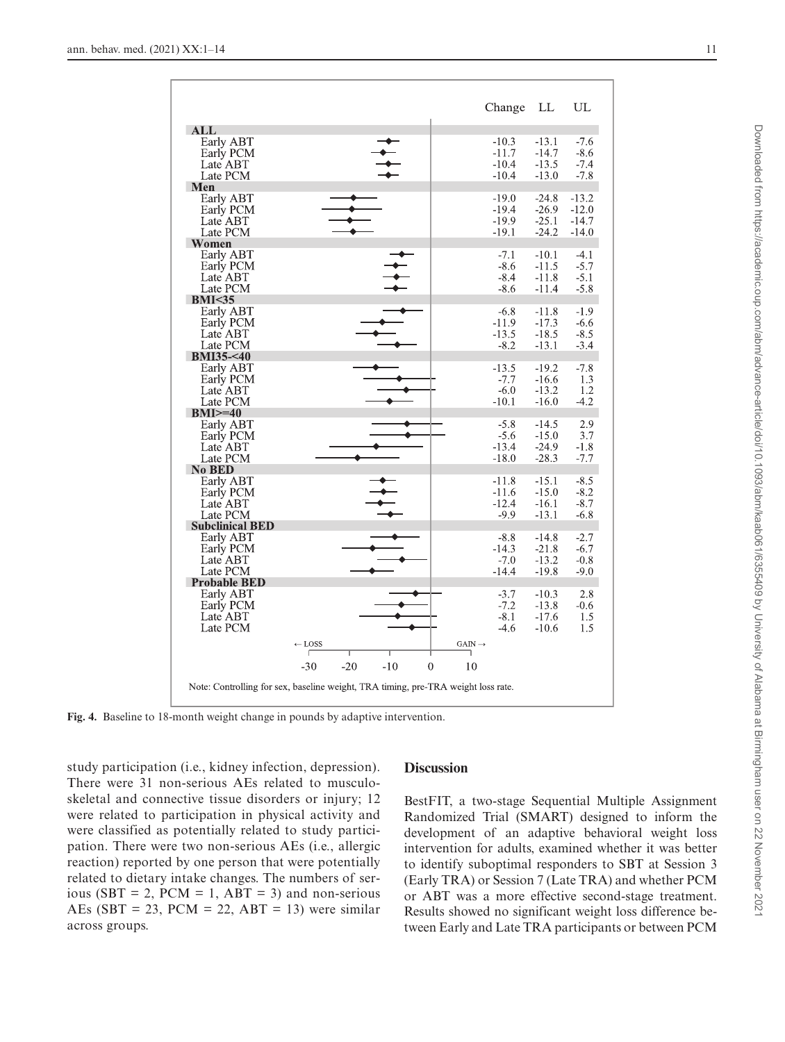| | Change | LL | UL |
|---|---|---|---|
| **ALL** | | | |
| Early ABT | -10.3 | -13.1 | -7.6 |
| Early PCM | -11.7 | -14.7 | -8.6 |
| Late ABT | -10.4 | -13.5 | -7.4 |
| Late PCM | -10.4 | -13.0 | -7.8 |
| **Men** | | | |
| Early ABT | -19.0 | -24.8 | -13.2 |
| Early PCM | -19.4 | -26.9 | -12.0 |
| Late ABT | -19.9 | -25.1 | -14.7 |
| Late PCM | -19.1 | -24.2 | -14.0 |
| **Women** | | | |
| Early ABT | -7.1 | -10.1 | -4.1 |
| Early PCM | -8.6 | -11.5 | -5.7 |
| Late ABT | -8.4 | -11.8 | -5.1 |
| Late PCM | -8.6 | -11.4 | -5.8 |
| **BMI<35** | | | |
| Early ABT | -6.8 | -11.8 | -1.9 |
| Early PCM | -11.9 | -17.3 | -6.6 |
| Late ABT | -13.5 | -18.5 | -8.5 |
| Late PCM | -8.2 | -13.1 | -3.4 |
| **BMI35-<40** | | | |
| Early ABT | -13.5 | -19.2 | -7.8 |
| Early PCM | -7.7 | -16.6 | 1.3 |
| Late ABT | -6.0 | -13.2 | 1.2 |
| Late PCM | -10.1 | -16.0 | -4.2 |
| **BMI>=40** | | | |
| Early ABT | -5.8 | -14.5 | 2.9 |
| Early PCM | -5.6 | -15.0 | 3.7 |
| Late ABT | -13.4 | -24.9 | -1.8 |
| Late PCM | -18.0 | -28.3 | -7.7 |
| **No BED** | | | |
| Early ABT | -11.8 | -15.1 | -8.5 |
| Early PCM | -11.6 | -15.0 | -8.2 |
| Late ABT | -12.4 | -16.1 | -8.7 |
| Late PCM | -9.9 | -13.1 | -6.8 |
| **Subclinical BED** | | | |
| Early ABT | -8.8 | -14.8 | -2.7 |
| Early PCM | -14.3 | -21.8 | -6.7 |
| Late ABT | -7.0 | -13.2 | -0.8 |
| Late PCM | -14.4 | -19.8 | -9.0 |
| **Probable BED** | | | |
| Early ABT | -3.7 | -10.3 | 2.8 |
| Early PCM | -7.2 | -13.8 | -0.6 |
| Late ABT | -8.1 | -17.6 | 1.5 |
| Late PCM | -4.6 | -10.6 | 1.5 |

← LOSS GAIN →

-30 -20 -10 0 10

Note: Controlling for sex, baseline weight, TRA timing, pre-TRA weight loss rate.

**Fig. 4.** Baseline to 18-month weight change in pounds by adaptive intervention.

study participation (i.e., kidney infection, depression). There were 31 non-serious AEs related to musculoskeletal and connective tissue disorders or injury; 12 were related to participation in physical activity and were classified as potentially related to study participation. There were two non-serious AEs (i.e., allergic reaction) reported by one person that were potentially related to dietary intake changes. The numbers of serious (SBT = 2, PCM = 1, ABT = 3) and non-serious AEs (SBT = 23, PCM = 22, ABT = 13) were similar across groups.

## Discussion

BestFIT, a two-stage Sequential Multiple Assignment Randomized Trial (SMART) designed to inform the development of an adaptive behavioral weight loss intervention for adults, examined whether it was better to identify suboptimal responders to SBT at Session 3 (Early TRA) or Session 7 (Late TRA) and whether PCM or ABT was a more effective second-stage treatment. Results showed no significant weight loss difference between Early and Late TRA participants or between PCM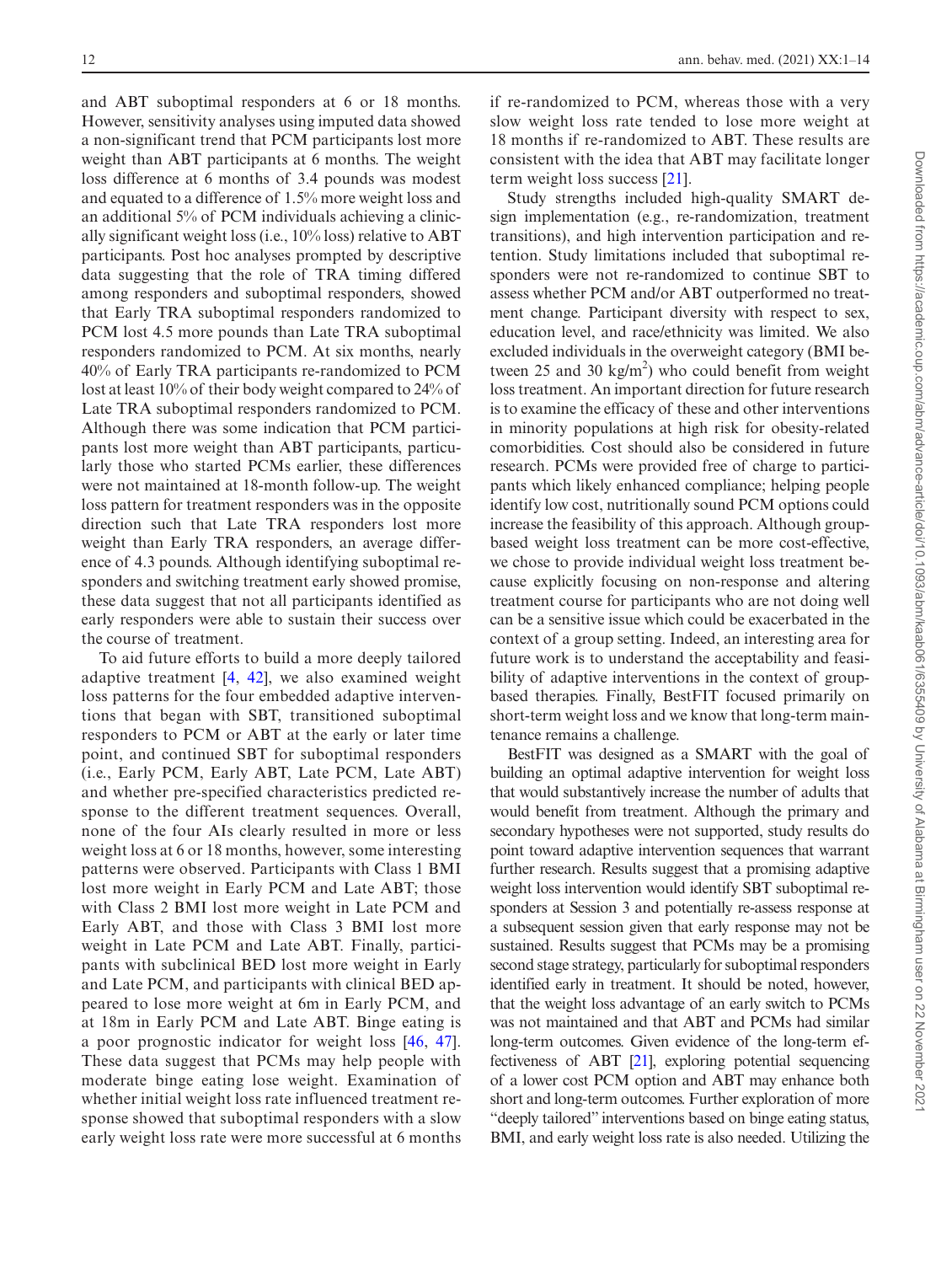and ABT suboptimal responders at 6 or 18 months. However, sensitivity analyses using imputed data showed a non-significant trend that PCM participants lost more weight than ABT participants at 6 months. The weight loss difference at 6 months of 3.4 pounds was modest and equated to a difference of 1.5% more weight loss and an additional 5% of PCM individuals achieving a clinically significant weight loss (i.e., 10% loss) relative to ABT participants. Post hoc analyses prompted by descriptive data suggesting that the role of TRA timing differed among responders and suboptimal responders, showed that Early TRA suboptimal responders randomized to PCM lost 4.5 more pounds than Late TRA suboptimal responders randomized to PCM. At six months, nearly 40% of Early TRA participants re-randomized to PCM lost at least 10% of their body weight compared to 24% of Late TRA suboptimal responders randomized to PCM. Although there was some indication that PCM participants lost more weight than ABT participants, particularly those who started PCMs earlier, these differences were not maintained at 18-month follow-up. The weight loss pattern for treatment responders was in the opposite direction such that Late TRA responders lost more weight than Early TRA responders, an average difference of 4.3 pounds. Although identifying suboptimal responders and switching treatment early showed promise, these data suggest that not all participants identified as early responders were able to sustain their success over the course of treatment.

To aid future efforts to build a more deeply tailored adaptive treatment [4, 42], we also examined weight loss patterns for the four embedded adaptive interventions that began with SBT, transitioned suboptimal responders to PCM or ABT at the early or later time point, and continued SBT for suboptimal responders (i.e., Early PCM, Early ABT, Late PCM, Late ABT) and whether pre-specified characteristics predicted response to the different treatment sequences. Overall, none of the four AIs clearly resulted in more or less weight loss at 6 or 18 months, however, some interesting patterns were observed. Participants with Class 1 BMI lost more weight in Early PCM and Late ABT; those with Class 2 BMI lost more weight in Late PCM and Early ABT, and those with Class 3 BMI lost more weight in Late PCM and Late ABT. Finally, participants with subclinical BED lost more weight in Early and Late PCM, and participants with clinical BED appeared to lose more weight at 6m in Early PCM, and at 18m in Early PCM and Late ABT. Binge eating is a poor prognostic indicator for weight loss [46, 47]. These data suggest that PCMs may help people with moderate binge eating lose weight. Examination of whether initial weight loss rate influenced treatment response showed that suboptimal responders with a slow early weight loss rate were more successful at 6 months if re-randomized to PCM, whereas those with a very slow weight loss rate tended to lose more weight at 18 months if re-randomized to ABT. These results are consistent with the idea that ABT may facilitate longer term weight loss success [21].

Study strengths included high-quality SMART design implementation (e.g., re-randomization, treatment transitions), and high intervention participation and retention. Study limitations included that suboptimal responders were not re-randomized to continue SBT to assess whether PCM and/or ABT outperformed no treatment change. Participant diversity with respect to sex, education level, and race/ethnicity was limited. We also excluded individuals in the overweight category (BMI between 25 and 30 kg/m$^2$) who could benefit from weight loss treatment. An important direction for future research is to examine the efficacy of these and other interventions in minority populations at high risk for obesity-related comorbidities. Cost should also be considered in future research. PCMs were provided free of charge to participants which likely enhanced compliance; helping people identify low cost, nutritionally sound PCM options could increase the feasibility of this approach. Although group-based weight loss treatment can be more cost-effective, we chose to provide individual weight loss treatment because explicitly focusing on non-response and altering treatment course for participants who are not doing well can be a sensitive issue which could be exacerbated in the context of a group setting. Indeed, an interesting area for future work is to understand the acceptability and feasibility of adaptive interventions in the context of group-based therapies. Finally, BestFIT focused primarily on short-term weight loss and we know that long-term maintenance remains a challenge.

BestFIT was designed as a SMART with the goal of building an optimal adaptive intervention for weight loss that would substantively increase the number of adults that would benefit from treatment. Although the primary and secondary hypotheses were not supported, study results do point toward adaptive intervention sequences that warrant further research. Results suggest that a promising adaptive weight loss intervention would identify SBT suboptimal responders at Session 3 and potentially re-assess response at a subsequent session given that early response may not be sustained. Results suggest that PCMs may be a promising second stage strategy, particularly for suboptimal responders identified early in treatment. It should be noted, however, that the weight loss advantage of an early switch to PCMs was not maintained and that ABT and PCMs had similar long-term outcomes. Given evidence of the long-term effectiveness of ABT [21], exploring potential sequencing of a lower cost PCM option and ABT may enhance both short and long-term outcomes. Further exploration of more "deeply tailored" interventions based on binge eating status, BMI, and early weight loss rate is also needed. Utilizing the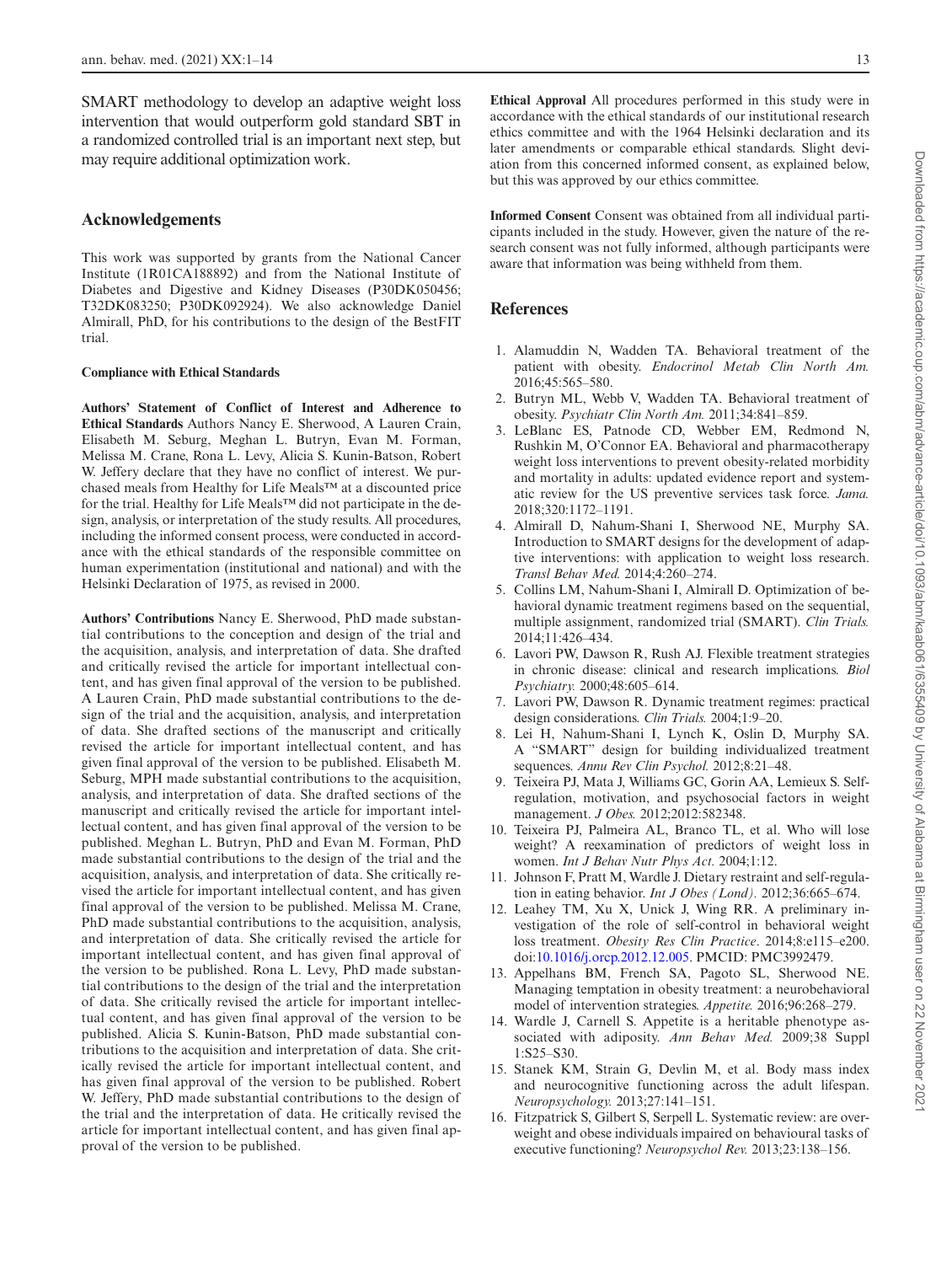SMART methodology to develop an adaptive weight loss intervention that would outperform gold standard SBT in a randomized controlled trial is an important next step, but may require additional optimization work.

## Acknowledgements

This work was supported by grants from the National Cancer Institute (1R01CA188892) and from the National Institute of Diabetes and Digestive and Kidney Diseases (P30DK050456; T32DK083250; P30DK092924). We also acknowledge Daniel Almirall, PhD, for his contributions to the design of the BestFIT trial.

### Compliance with Ethical Standards

**Authors' Statement of Conflict of Interest and Adherence to Ethical Standards** Authors Nancy E. Sherwood, A Lauren Crain, Elisabeth M. Seburg, Meghan L. Butryn, Evan M. Forman, Melissa M. Crane, Rona L. Levy, Alicia S. Kunin-Batson, Robert W. Jeffery declare that they have no conflict of interest. We purchased meals from Healthy for Life Meals™ at a discounted price for the trial. Healthy for Life Meals™ did not participate in the design, analysis, or interpretation of the study results. All procedures, including the informed consent process, were conducted in accordance with the ethical standards of the responsible committee on human experimentation (institutional and national) and with the Helsinki Declaration of 1975, as revised in 2000.

**Authors' Contributions** Nancy E. Sherwood, PhD made substantial contributions to the conception and design of the trial and the acquisition, analysis, and interpretation of data. She drafted and critically revised the article for important intellectual content, and has given final approval of the version to be published. A Lauren Crain, PhD made substantial contributions to the design of the trial and the acquisition, analysis, and interpretation of data. She drafted sections of the manuscript and critically revised the article for important intellectual content, and has given final approval of the version to be published. Elisabeth M. Seburg, MPH made substantial contributions to the acquisition, analysis, and interpretation of data. She drafted sections of the manuscript and critically revised the article for important intellectual content, and has given final approval of the version to be published. Meghan L. Butryn, PhD and Evan M. Forman, PhD made substantial contributions to the design of the trial and the acquisition, analysis, and interpretation of data. She critically revised the article for important intellectual content, and has given final approval of the version to be published. Melissa M. Crane, PhD made substantial contributions to the acquisition, analysis, and interpretation of data. She critically revised the article for important intellectual content, and has given final approval of the version to be published. Rona L. Levy, PhD made substantial contributions to the design of the trial and the interpretation of data. She critically revised the article for important intellectual content, and has given final approval of the version to be published. Alicia S. Kunin-Batson, PhD made substantial contributions to the acquisition and interpretation of data. She critically revised the article for important intellectual content, and has given final approval of the version to be published. Robert W. Jeffery, PhD made substantial contributions to the design of the trial and the interpretation of data. He critically revised the article for important intellectual content, and has given final approval of the version to be published.

**Ethical Approval** All procedures performed in this study were in accordance with the ethical standards of our institutional research ethics committee and with the 1964 Helsinki declaration and its later amendments or comparable ethical standards. Slight deviation from this concerned informed consent, as explained below, but this was approved by our ethics committee.

**Informed Consent** Consent was obtained from all individual participants included in the study. However, given the nature of the research consent was not fully informed, although participants were aware that information was being withheld from them.

## References

1. Alamuddin N, Wadden TA. Behavioral treatment of the patient with obesity. *Endocrinol Metab Clin North Am.* 2016;45:565–580.
2. Butryn ML, Webb V, Wadden TA. Behavioral treatment of obesity. *Psychiatr Clin North Am.* 2011;34:841–859.
3. LeBlanc ES, Patnode CD, Webber EM, Redmond N, Rushkin M, O'Connor EA. Behavioral and pharmacotherapy weight loss interventions to prevent obesity-related morbidity and mortality in adults: updated evidence report and systematic review for the US preventive services task force. *Jama.* 2018;320:1172–1191.
4. Almirall D, Nahum-Shani I, Sherwood NE, Murphy SA. Introduction to SMART designs for the development of adaptive interventions: with application to weight loss research. *Transl Behav Med.* 2014;4:260–274.
5. Collins LM, Nahum-Shani I, Almirall D. Optimization of behavioral dynamic treatment regimens based on the sequential, multiple assignment, randomized trial (SMART). *Clin Trials.* 2014;11:426–434.
6. Lavori PW, Dawson R, Rush AJ. Flexible treatment strategies in chronic disease: clinical and research implications. *Biol Psychiatry.* 2000;48:605–614.
7. Lavori PW, Dawson R. Dynamic treatment regimes: practical design considerations. *Clin Trials.* 2004;1:9–20.
8. Lei H, Nahum-Shani I, Lynch K, Oslin D, Murphy SA. A "SMART" design for building individualized treatment sequences. *Annu Rev Clin Psychol.* 2012;8:21–48.
9. Teixeira PJ, Mata J, Williams GC, Gorin AA, Lemieux S. Self-regulation, motivation, and psychosocial factors in weight management. *J Obes.* 2012;2012:582348.
10. Teixeira PJ, Palmeira AL, Branco TL, et al. Who will lose weight? A reexamination of predictors of weight loss in women. *Int J Behav Nutr Phys Act.* 2004;1:12.
11. Johnson F, Pratt M, Wardle J. Dietary restraint and self-regulation in eating behavior. *Int J Obes (Lond).* 2012;36:665–674.
12. Leahey TM, Xu X, Unick J, Wing RR. A preliminary investigation of the role of self-control in behavioral weight loss treatment. *Obesity Res Clin Practice*. 2014;8:e115–e200. doi:10.1016/j.orcp.2012.12.005. PMCID: PMC3992479.
13. Appelhans BM, French SA, Pagoto SL, Sherwood NE. Managing temptation in obesity treatment: a neurobehavioral model of intervention strategies. *Appetite.* 2016;96:268–279.
14. Wardle J, Carnell S. Appetite is a heritable phenotype associated with adiposity. *Ann Behav Med.* 2009;38 Suppl 1:S25–S30.
15. Stanek KM, Strain G, Devlin M, et al. Body mass index and neurocognitive functioning across the adult lifespan. *Neuropsychology.* 2013;27:141–151.
16. Fitzpatrick S, Gilbert S, Serpell L. Systematic review: are overweight and obese individuals impaired on behavioural tasks of executive functioning? *Neuropsychol Rev.* 2013;23:138–156.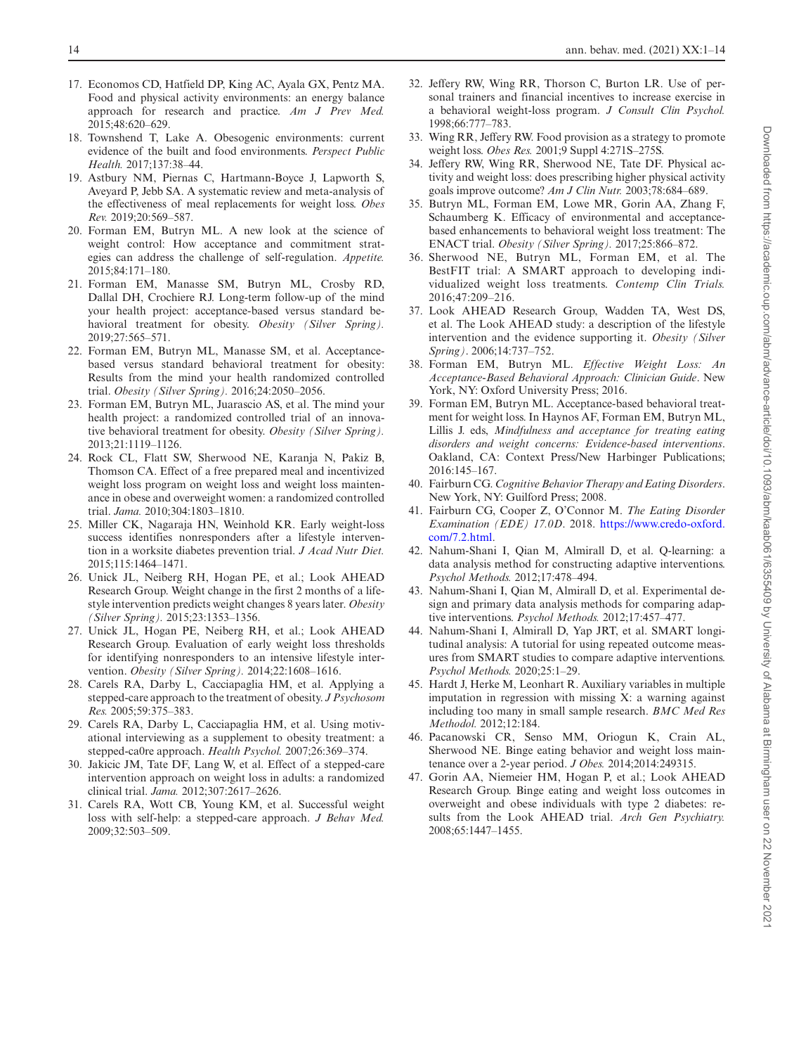17. Economos CD, Hatfield DP, King AC, Ayala GX, Pentz MA. Food and physical activity environments: an energy balance approach for research and practice. *Am J Prev Med.* 2015;48:620–629.
18. Townshend T, Lake A. Obesogenic environments: current evidence of the built and food environments. *Perspect Public Health.* 2017;137:38–44.
19. Astbury NM, Piernas C, Hartmann-Boyce J, Lapworth S, Aveyard P, Jebb SA. A systematic review and meta-analysis of the effectiveness of meal replacements for weight loss. *Obes Rev.* 2019;20:569–587.
20. Forman EM, Butryn ML. A new look at the science of weight control: How acceptance and commitment strategies can address the challenge of self-regulation. *Appetite.* 2015;84:171–180.
21. Forman EM, Manasse SM, Butryn ML, Crosby RD, Dallal DH, Crochiere RJ. Long-term follow-up of the mind your health project: acceptance-based versus standard behavioral treatment for obesity. *Obesity (Silver Spring).* 2019;27:565–571.
22. Forman EM, Butryn ML, Manasse SM, et al. Acceptance-based versus standard behavioral treatment for obesity: Results from the mind your health randomized controlled trial. *Obesity (Silver Spring).* 2016;24:2050–2056.
23. Forman EM, Butryn ML, Juarascio AS, et al. The mind your health project: a randomized controlled trial of an innovative behavioral treatment for obesity. *Obesity (Silver Spring).* 2013;21:1119–1126.
24. Rock CL, Flatt SW, Sherwood NE, Karanja N, Pakiz B, Thomson CA. Effect of a free prepared meal and incentivized weight loss program on weight loss and weight loss maintenance in obese and overweight women: a randomized controlled trial. *Jama.* 2010;304:1803–1810.
25. Miller CK, Nagaraja HN, Weinhold KR. Early weight-loss success identifies nonresponders after a lifestyle intervention in a worksite diabetes prevention trial. *J Acad Nutr Diet.* 2015;115:1464–1471.
26. Unick JL, Neiberg RH, Hogan PE, et al.; Look AHEAD Research Group. Weight change in the first 2 months of a lifestyle intervention predicts weight changes 8 years later. *Obesity (Silver Spring).* 2015;23:1353–1356.
27. Unick JL, Hogan PE, Neiberg RH, et al.; Look AHEAD Research Group. Evaluation of early weight loss thresholds for identifying nonresponders to an intensive lifestyle intervention. *Obesity (Silver Spring).* 2014;22:1608–1616.
28. Carels RA, Darby L, Cacciapaglia HM, et al. Applying a stepped-care approach to the treatment of obesity. *J Psychosom Res.* 2005;59:375–383.
29. Carels RA, Darby L, Cacciapaglia HM, et al. Using motivational interviewing as a supplement to obesity treatment: a stepped-ca0re approach. *Health Psychol.* 2007;26:369–374.
30. Jakicic JM, Tate DF, Lang W, et al. Effect of a stepped-care intervention approach on weight loss in adults: a randomized clinical trial. *Jama.* 2012;307:2617–2626.
31. Carels RA, Wott CB, Young KM, et al. Successful weight loss with self-help: a stepped-care approach. *J Behav Med.* 2009;32:503–509.
32. Jeffery RW, Wing RR, Thorson C, Burton LR. Use of personal trainers and financial incentives to increase exercise in a behavioral weight-loss program. *J Consult Clin Psychol.* 1998;66:777–783.
33. Wing RR, Jeffery RW. Food provision as a strategy to promote weight loss. *Obes Res.* 2001;9 Suppl 4:271S–275S.
34. Jeffery RW, Wing RR, Sherwood NE, Tate DF. Physical activity and weight loss: does prescribing higher physical activity goals improve outcome? *Am J Clin Nutr.* 2003;78:684–689.
35. Butryn ML, Forman EM, Lowe MR, Gorin AA, Zhang F, Schaumberg K. Efficacy of environmental and acceptance-based enhancements to behavioral weight loss treatment: The ENACT trial. *Obesity (Silver Spring).* 2017;25:866–872.
36. Sherwood NE, Butryn ML, Forman EM, et al. The BestFIT trial: A SMART approach to developing individualized weight loss treatments. *Contemp Clin Trials.* 2016;47:209–216.
37. Look AHEAD Research Group, Wadden TA, West DS, et al. The Look AHEAD study: a description of the lifestyle intervention and the evidence supporting it. *Obesity (Silver Spring).* 2006;14:737–752.
38. Forman EM, Butryn ML. *Effective Weight Loss: An Acceptance-Based Behavioral Approach: Clinician Guide*. New York, NY: Oxford University Press; 2016.
39. Forman EM, Butryn ML. Acceptance-based behavioral treatment for weight loss. In Haynos AF, Forman EM, Butryn ML, Lillis J. eds, *Mindfulness and acceptance for treating eating disorders and weight concerns: Evidence-based interventions*. Oakland, CA: Context Press/New Harbinger Publications; 2016:145–167.
40. Fairburn CG. *Cognitive Behavior Therapy and Eating Disorders*. New York, NY: Guilford Press; 2008.
41. Fairburn CG, Cooper Z, O'Connor M. *The Eating Disorder Examination (EDE) 17.0D*. 2018. https://www.credo-oxford.com/7.2.html.
42. Nahum-Shani I, Qian M, Almirall D, et al. Q-learning: a data analysis method for constructing adaptive interventions. *Psychol Methods.* 2012;17:478–494.
43. Nahum-Shani I, Qian M, Almirall D, et al. Experimental design and primary data analysis methods for comparing adaptive interventions. *Psychol Methods.* 2012;17:457–477.
44. Nahum-Shani I, Almirall D, Yap JRT, et al. SMART longitudinal analysis: A tutorial for using repeated outcome measures from SMART studies to compare adaptive interventions. *Psychol Methods.* 2020;25:1–29.
45. Hardt J, Herke M, Leonhart R. Auxiliary variables in multiple imputation in regression with missing X: a warning against including too many in small sample research. *BMC Med Res Methodol.* 2012;12:184.
46. Pacanowski CR, Senso MM, Oriogun K, Crain AL, Sherwood NE. Binge eating behavior and weight loss maintenance over a 2-year period. *J Obes.* 2014;2014:249315.
47. Gorin AA, Niemeier HM, Hogan P, et al.; Look AHEAD Research Group. Binge eating and weight loss outcomes in overweight and obese individuals with type 2 diabetes: results from the Look AHEAD trial. *Arch Gen Psychiatry.* 2008;65:1447–1455.